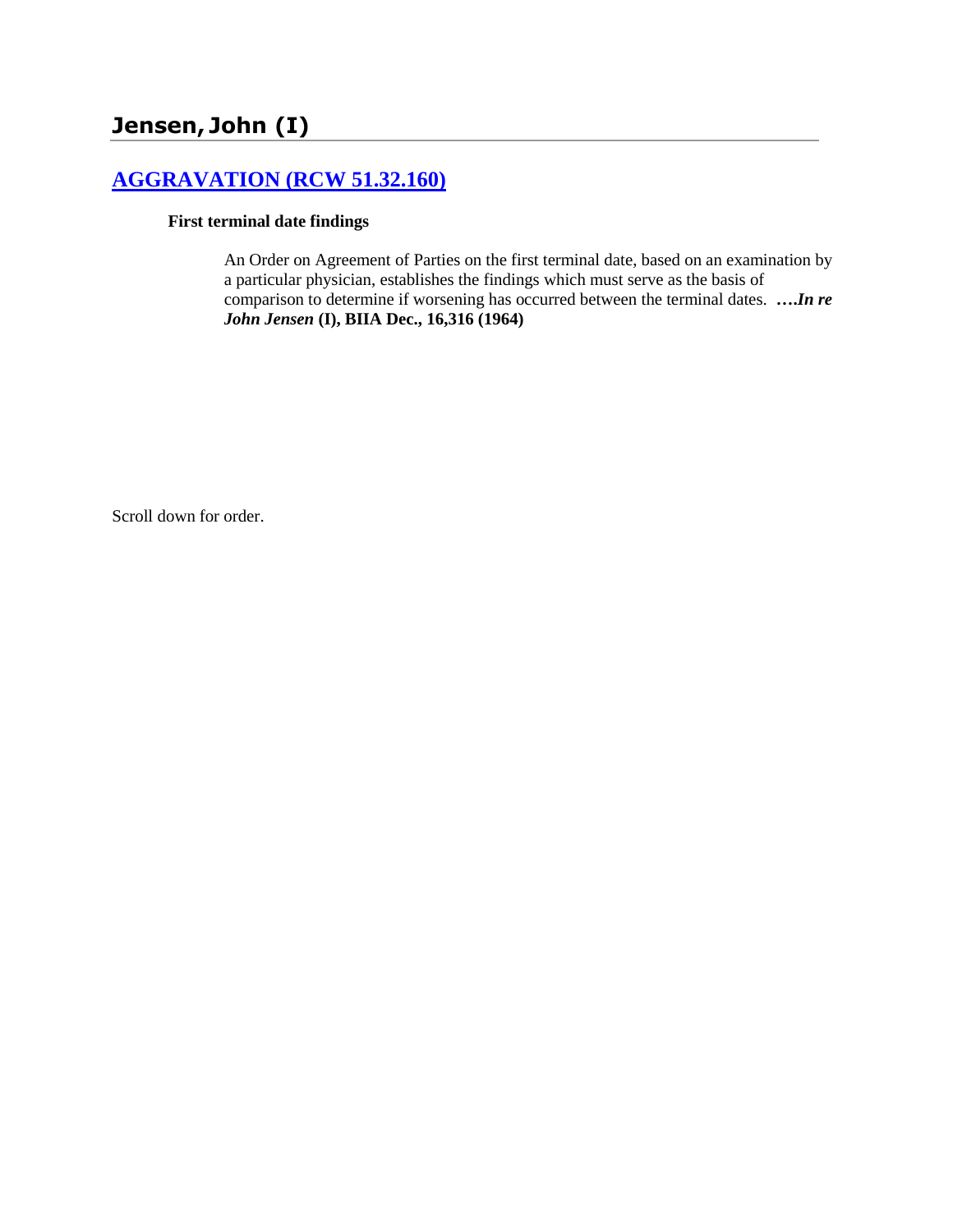# Jensen, John (I)

## [AGGRAVATION (RCW 51.32.160)]

**First terminal date findings**

An Order on Agreement of Parties on the first terminal date, based on an examination by a particular physician, establishes the findings which must serve as the basis of comparison to determine if worsening has occurred between the terminal dates. **….*In re John Jensen* (I), BIIA Dec., 16,316 (1964)**

Scroll down for order.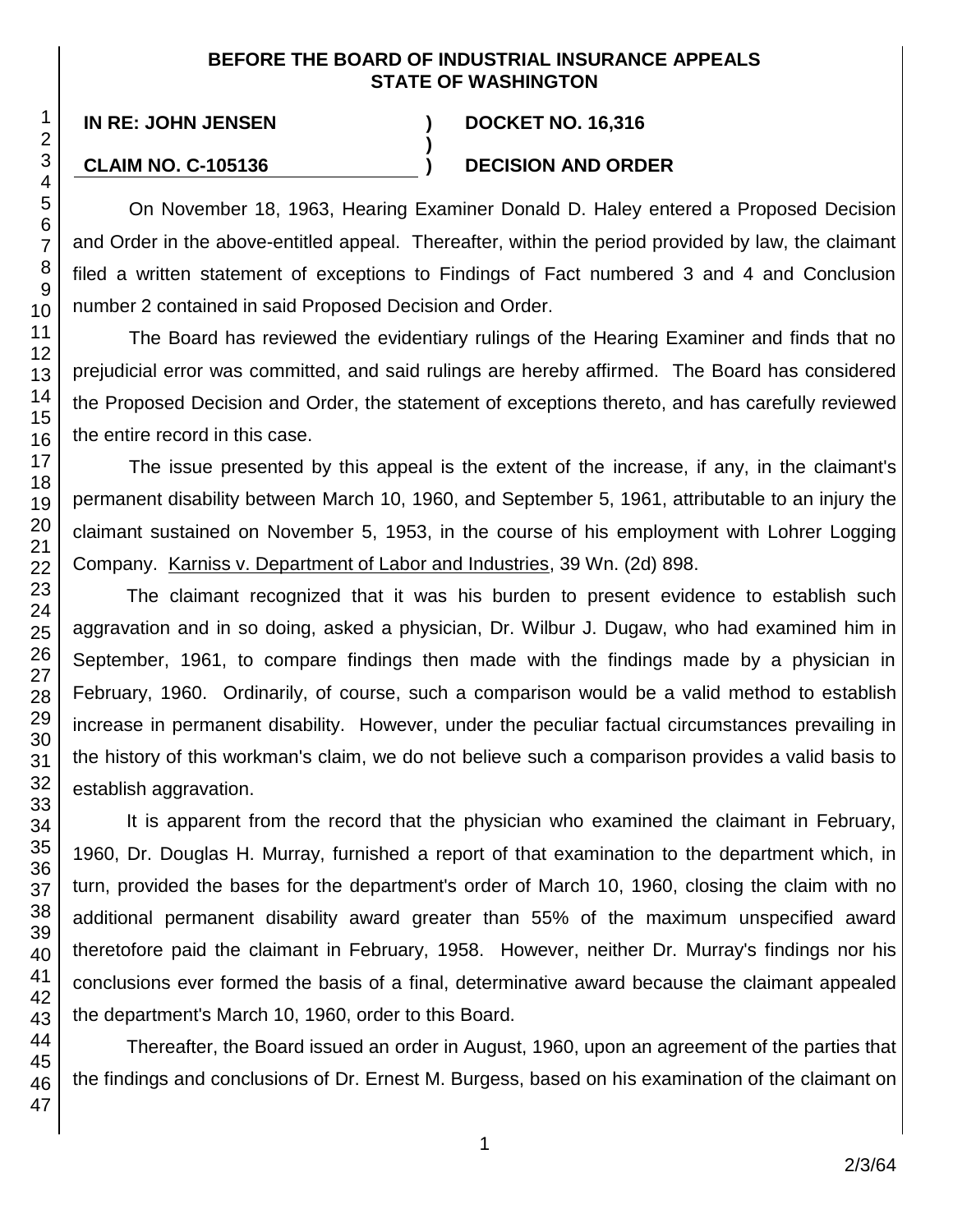**BEFORE THE BOARD OF INDUSTRIAL INSURANCE APPEALS**
**STATE OF WASHINGTON**

| | | |
|---|---|---|
| **IN RE: JOHN JENSEN** | **)** | **DOCKET NO. 16,316** |
| | **)** | |
| **CLAIM NO. C-105136** | **)** | **DECISION AND ORDER** |

On November 18, 1963, Hearing Examiner Donald D. Haley entered a Proposed Decision and Order in the above-entitled appeal. Thereafter, within the period provided by law, the claimant filed a written statement of exceptions to Findings of Fact numbered 3 and 4 and Conclusion number 2 contained in said Proposed Decision and Order.

The Board has reviewed the evidentiary rulings of the Hearing Examiner and finds that no prejudicial error was committed, and said rulings are hereby affirmed. The Board has considered the Proposed Decision and Order, the statement of exceptions thereto, and has carefully reviewed the entire record in this case.

The issue presented by this appeal is the extent of the increase, if any, in the claimant's permanent disability between March 10, 1960, and September 5, 1961, attributable to an injury the claimant sustained on November 5, 1953, in the course of his employment with Lohrer Logging Company. Karniss v. Department of Labor and Industries, 39 Wn. (2d) 898.

The claimant recognized that it was his burden to present evidence to establish such aggravation and in so doing, asked a physician, Dr. Wilbur J. Dugaw, who had examined him in September, 1961, to compare findings then made with the findings made by a physician in February, 1960. Ordinarily, of course, such a comparison would be a valid method to establish increase in permanent disability. However, under the peculiar factual circumstances prevailing in the history of this workman's claim, we do not believe such a comparison provides a valid basis to establish aggravation.

It is apparent from the record that the physician who examined the claimant in February, 1960, Dr. Douglas H. Murray, furnished a report of that examination to the department which, in turn, provided the bases for the department's order of March 10, 1960, closing the claim with no additional permanent disability award greater than 55% of the maximum unspecified award theretofore paid the claimant in February, 1958. However, neither Dr. Murray's findings nor his conclusions ever formed the basis of a final, determinative award because the claimant appealed the department's March 10, 1960, order to this Board.

Thereafter, the Board issued an order in August, 1960, upon an agreement of the parties that the findings and conclusions of Dr. Ernest M. Burgess, based on his examination of the claimant on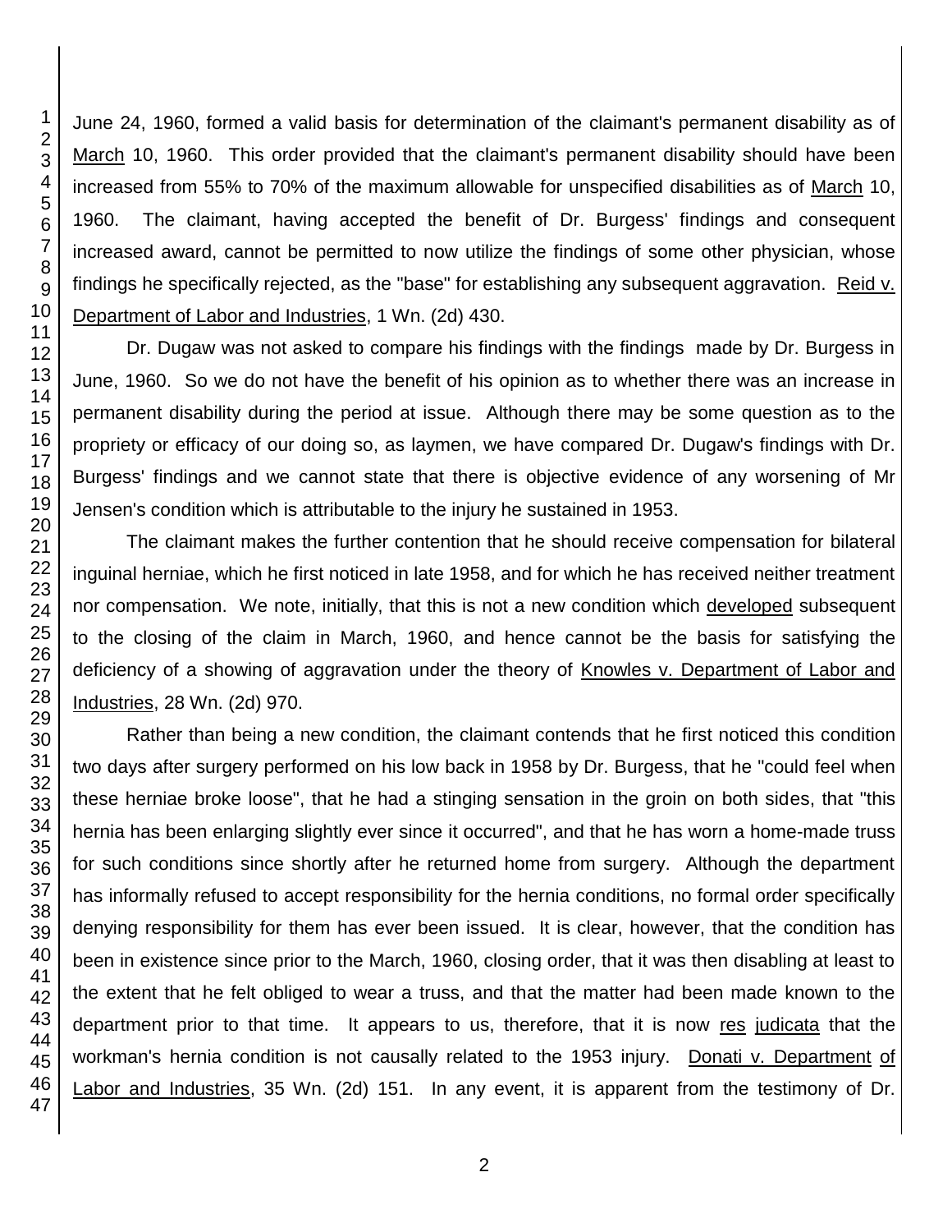June 24, 1960, formed a valid basis for determination of the claimant's permanent disability as of March 10, 1960. This order provided that the claimant's permanent disability should have been increased from 55% to 70% of the maximum allowable for unspecified disabilities as of March 10, 1960. The claimant, having accepted the benefit of Dr. Burgess' findings and consequent increased award, cannot be permitted to now utilize the findings of some other physician, whose findings he specifically rejected, as the "base" for establishing any subsequent aggravation. Reid v. Department of Labor and Industries, 1 Wn. (2d) 430.

Dr. Dugaw was not asked to compare his findings with the findings made by Dr. Burgess in June, 1960. So we do not have the benefit of his opinion as to whether there was an increase in permanent disability during the period at issue. Although there may be some question as to the propriety or efficacy of our doing so, as laymen, we have compared Dr. Dugaw's findings with Dr. Burgess' findings and we cannot state that there is objective evidence of any worsening of Mr Jensen's condition which is attributable to the injury he sustained in 1953.

The claimant makes the further contention that he should receive compensation for bilateral inguinal herniae, which he first noticed in late 1958, and for which he has received neither treatment nor compensation. We note, initially, that this is not a new condition which developed subsequent to the closing of the claim in March, 1960, and hence cannot be the basis for satisfying the deficiency of a showing of aggravation under the theory of Knowles v. Department of Labor and Industries, 28 Wn. (2d) 970.

Rather than being a new condition, the claimant contends that he first noticed this condition two days after surgery performed on his low back in 1958 by Dr. Burgess, that he "could feel when these herniae broke loose", that he had a stinging sensation in the groin on both sides, that "this hernia has been enlarging slightly ever since it occurred", and that he has worn a home-made truss for such conditions since shortly after he returned home from surgery. Although the department has informally refused to accept responsibility for the hernia conditions, no formal order specifically denying responsibility for them has ever been issued. It is clear, however, that the condition has been in existence since prior to the March, 1960, closing order, that it was then disabling at least to the extent that he felt obliged to wear a truss, and that the matter had been made known to the department prior to that time. It appears to us, therefore, that it is now res judicata that the workman's hernia condition is not causally related to the 1953 injury. Donati v. Department of Labor and Industries, 35 Wn. (2d) 151. In any event, it is apparent from the testimony of Dr.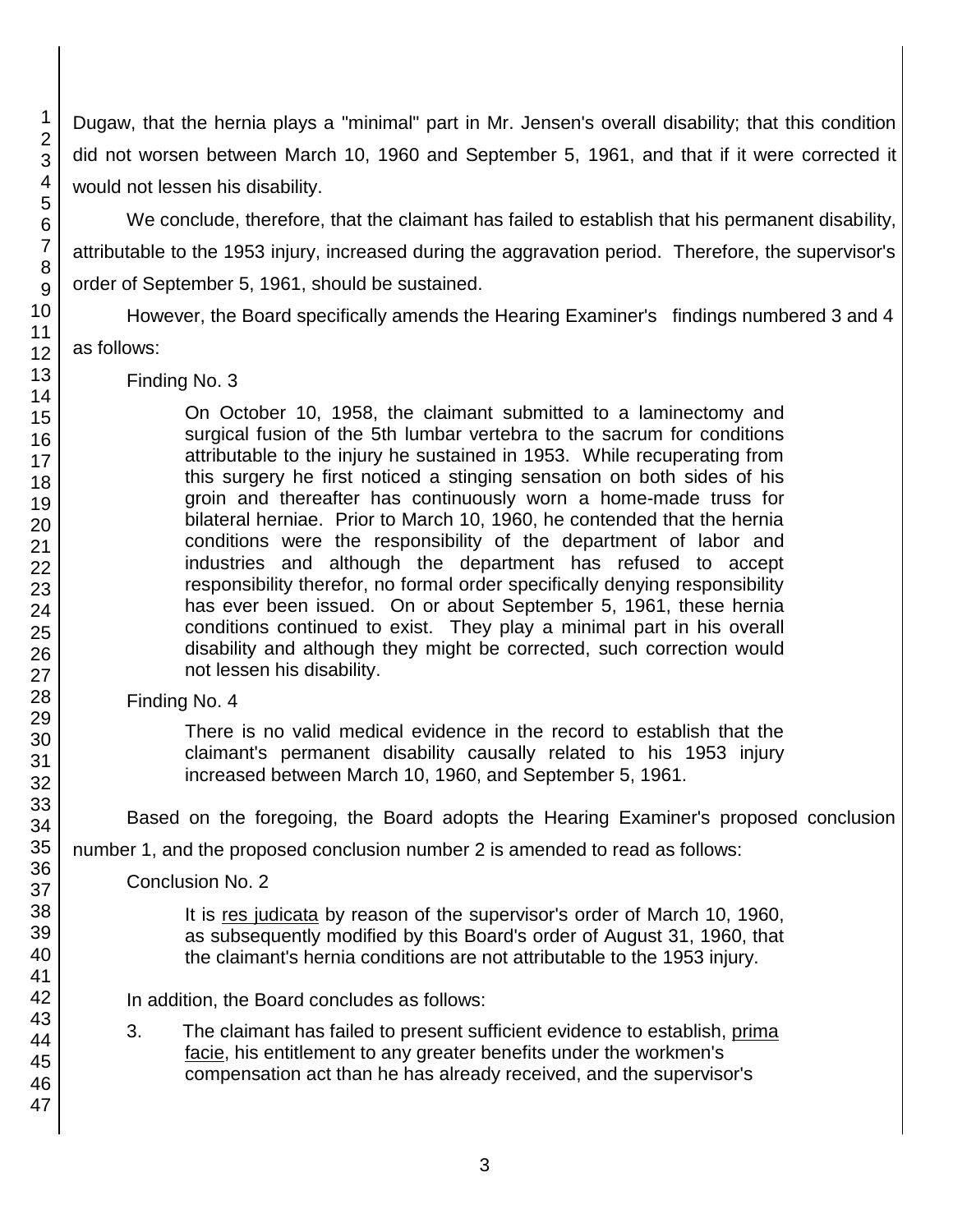Dugaw, that the hernia plays a "minimal" part in Mr. Jensen's overall disability; that this condition did not worsen between March 10, 1960 and September 5, 1961, and that if it were corrected it would not lessen his disability.

We conclude, therefore, that the claimant has failed to establish that his permanent disability, attributable to the 1953 injury, increased during the aggravation period. Therefore, the supervisor's order of September 5, 1961, should be sustained.

However, the Board specifically amends the Hearing Examiner's findings numbered 3 and 4 as follows:

Finding No. 3

> On October 10, 1958, the claimant submitted to a laminectomy and surgical fusion of the 5th lumbar vertebra to the sacrum for conditions attributable to the injury he sustained in 1953. While recuperating from this surgery he first noticed a stinging sensation on both sides of his groin and thereafter has continuously worn a home-made truss for bilateral herniae. Prior to March 10, 1960, he contended that the hernia conditions were the responsibility of the department of labor and industries and although the department has refused to accept responsibility therefor, no formal order specifically denying responsibility has ever been issued. On or about September 5, 1961, these hernia conditions continued to exist. They play a minimal part in his overall disability and although they might be corrected, such correction would not lessen his disability.

Finding No. 4

> There is no valid medical evidence in the record to establish that the claimant's permanent disability causally related to his 1953 injury increased between March 10, 1960, and September 5, 1961.

Based on the foregoing, the Board adopts the Hearing Examiner's proposed conclusion number 1, and the proposed conclusion number 2 is amended to read as follows:

Conclusion No. 2

> It is res judicata by reason of the supervisor's order of March 10, 1960, as subsequently modified by this Board's order of August 31, 1960, that the claimant's hernia conditions are not attributable to the 1953 injury.

In addition, the Board concludes as follows:

3. The claimant has failed to present sufficient evidence to establish, prima facie, his entitlement to any greater benefits under the workmen's compensation act than he has already received, and the supervisor's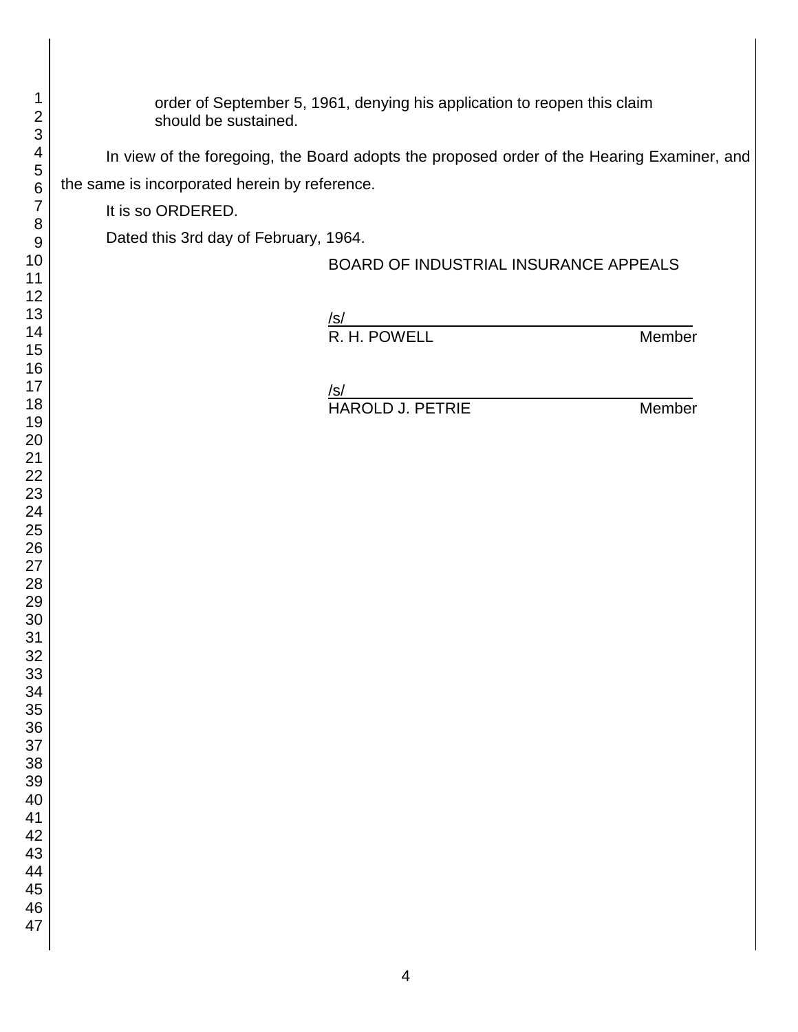order of September 5, 1961, denying his application to reopen this claim should be sustained.

In view of the foregoing, the Board adopts the proposed order of the Hearing Examiner, and the same is incorporated herein by reference.

It is so ORDERED.

Dated this 3rd day of February, 1964.

BOARD OF INDUSTRIAL INSURANCE APPEALS

/s/
R. H. POWELL Member

/s/
HAROLD J. PETRIE Member